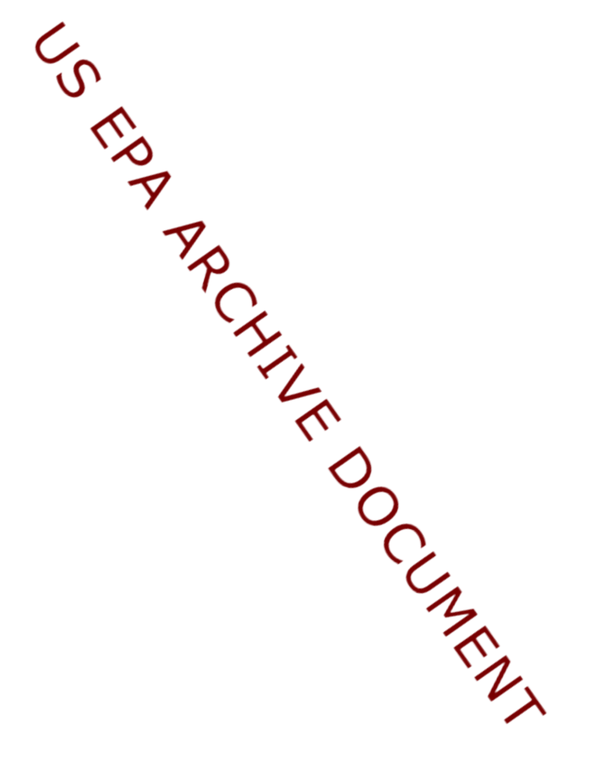US EPA ARCHIVE DOCUMENT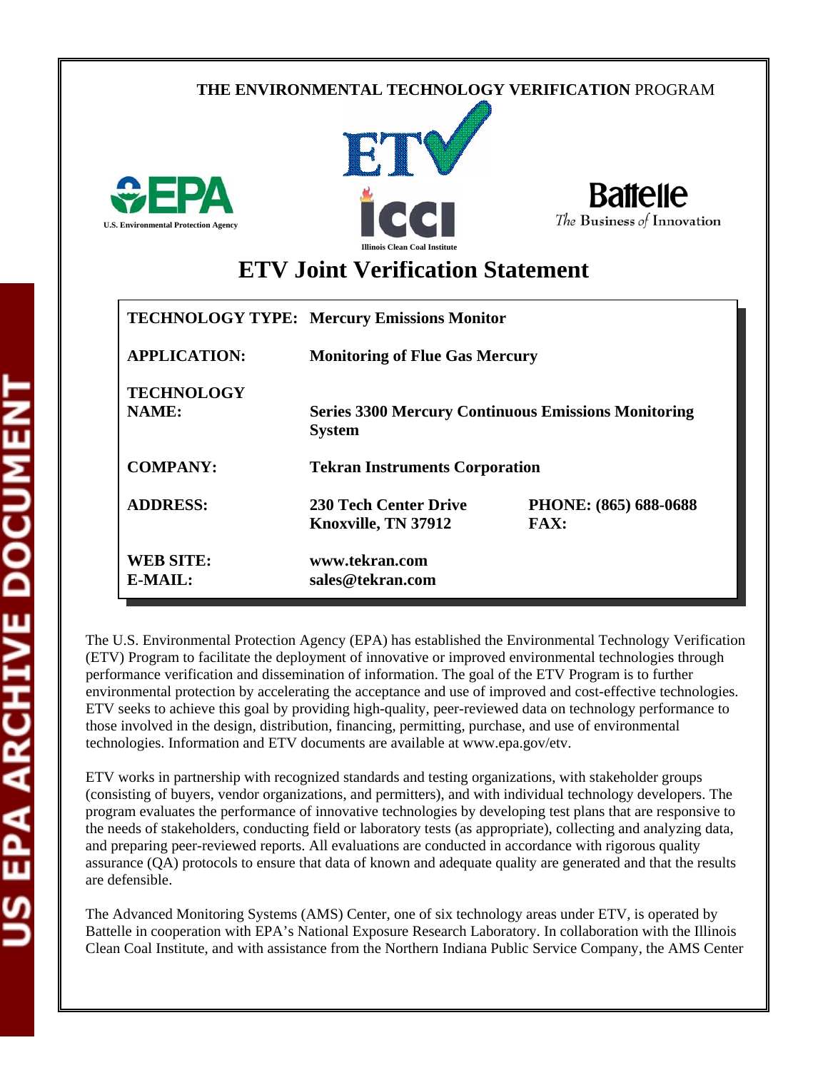THE ENVIRONMENTAL TECHNOLOGY VERIFICATION PROGRAM

U.S. Environmental Protection Agency

Illinois Clean Coal Institute

Battelle
*The Business of Innovation*

# ETV Joint Verification Statement

| | | |
|---|---|---|
| **TECHNOLOGY TYPE:** | **Mercury Emissions Monitor** | |
| **APPLICATION:** | **Monitoring of Flue Gas Mercury** | |
| **TECHNOLOGY NAME:** | **Series 3300 Mercury Continuous Emissions Monitoring System** | |
| **COMPANY:** | **Tekran Instruments Corporation** | |
| **ADDRESS:** | **230 Tech Center Drive Knoxville, TN 37912** | **PHONE: (865) 688-0688 FAX:** |
| **WEB SITE: E-MAIL:** | **www.tekran.com sales@tekran.com** | |

The U.S. Environmental Protection Agency (EPA) has established the Environmental Technology Verification (ETV) Program to facilitate the deployment of innovative or improved environmental technologies through performance verification and dissemination of information. The goal of the ETV Program is to further environmental protection by accelerating the acceptance and use of improved and cost-effective technologies. ETV seeks to achieve this goal by providing high-quality, peer-reviewed data on technology performance to those involved in the design, distribution, financing, permitting, purchase, and use of environmental technologies. Information and ETV documents are available at www.epa.gov/etv.

ETV works in partnership with recognized standards and testing organizations, with stakeholder groups (consisting of buyers, vendor organizations, and permitters), and with individual technology developers. The program evaluates the performance of innovative technologies by developing test plans that are responsive to the needs of stakeholders, conducting field or laboratory tests (as appropriate), collecting and analyzing data, and preparing peer-reviewed reports. All evaluations are conducted in accordance with rigorous quality assurance (QA) protocols to ensure that data of known and adequate quality are generated and that the results are defensible.

The Advanced Monitoring Systems (AMS) Center, one of six technology areas under ETV, is operated by Battelle in cooperation with EPA's National Exposure Research Laboratory. In collaboration with the Illinois Clean Coal Institute, and with assistance from the Northern Indiana Public Service Company, the AMS Center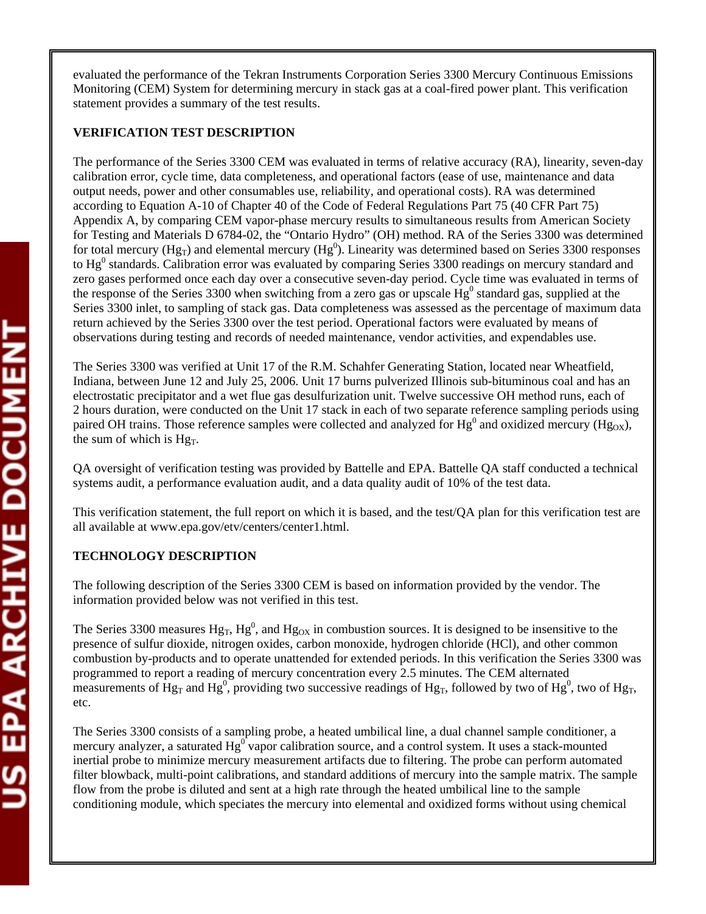evaluated the performance of the Tekran Instruments Corporation Series 3300 Mercury Continuous Emissions Monitoring (CEM) System for determining mercury in stack gas at a coal-fired power plant. This verification statement provides a summary of the test results.

**VERIFICATION TEST DESCRIPTION**

The performance of the Series 3300 CEM was evaluated in terms of relative accuracy (RA), linearity, seven-day calibration error, cycle time, data completeness, and operational factors (ease of use, maintenance and data output needs, power and other consumables use, reliability, and operational costs). RA was determined according to Equation A-10 of Chapter 40 of the Code of Federal Regulations Part 75 (40 CFR Part 75) Appendix A, by comparing CEM vapor-phase mercury results to simultaneous results from American Society for Testing and Materials D 6784-02, the "Ontario Hydro" (OH) method. RA of the Series 3300 was determined for total mercury ($Hg_T$) and elemental mercury ($Hg^0$). Linearity was determined based on Series 3300 responses to $Hg^0$ standards. Calibration error was evaluated by comparing Series 3300 readings on mercury standard and zero gases performed once each day over a consecutive seven-day period. Cycle time was evaluated in terms of the response of the Series 3300 when switching from a zero gas or upscale $Hg^0$ standard gas, supplied at the Series 3300 inlet, to sampling of stack gas. Data completeness was assessed as the percentage of maximum data return achieved by the Series 3300 over the test period. Operational factors were evaluated by means of observations during testing and records of needed maintenance, vendor activities, and expendables use.

The Series 3300 was verified at Unit 17 of the R.M. Schahfer Generating Station, located near Wheatfield, Indiana, between June 12 and July 25, 2006. Unit 17 burns pulverized Illinois sub-bituminous coal and has an electrostatic precipitator and a wet flue gas desulfurization unit. Twelve successive OH method runs, each of 2 hours duration, were conducted on the Unit 17 stack in each of two separate reference sampling periods using paired OH trains. Those reference samples were collected and analyzed for $Hg^0$ and oxidized mercury ($Hg_{OX}$), the sum of which is $Hg_T$.

QA oversight of verification testing was provided by Battelle and EPA. Battelle QA staff conducted a technical systems audit, a performance evaluation audit, and a data quality audit of 10% of the test data.

This verification statement, the full report on which it is based, and the test/QA plan for this verification test are all available at www.epa.gov/etv/centers/center1.html.

**TECHNOLOGY DESCRIPTION**

The following description of the Series 3300 CEM is based on information provided by the vendor. The information provided below was not verified in this test.

The Series 3300 measures $Hg_T$, $Hg^0$, and $Hg_{OX}$ in combustion sources. It is designed to be insensitive to the presence of sulfur dioxide, nitrogen oxides, carbon monoxide, hydrogen chloride (HCl), and other common combustion by-products and to operate unattended for extended periods. In this verification the Series 3300 was programmed to report a reading of mercury concentration every 2.5 minutes. The CEM alternated measurements of $Hg_T$ and $Hg^0$, providing two successive readings of $Hg_T$, followed by two of $Hg^0$, two of $Hg_T$, etc.

The Series 3300 consists of a sampling probe, a heated umbilical line, a dual channel sample conditioner, a mercury analyzer, a saturated $Hg^0$ vapor calibration source, and a control system. It uses a stack-mounted inertial probe to minimize mercury measurement artifacts due to filtering. The probe can perform automated filter blowback, multi-point calibrations, and standard additions of mercury into the sample matrix. The sample flow from the probe is diluted and sent at a high rate through the heated umbilical line to the sample conditioning module, which speciates the mercury into elemental and oxidized forms without using chemical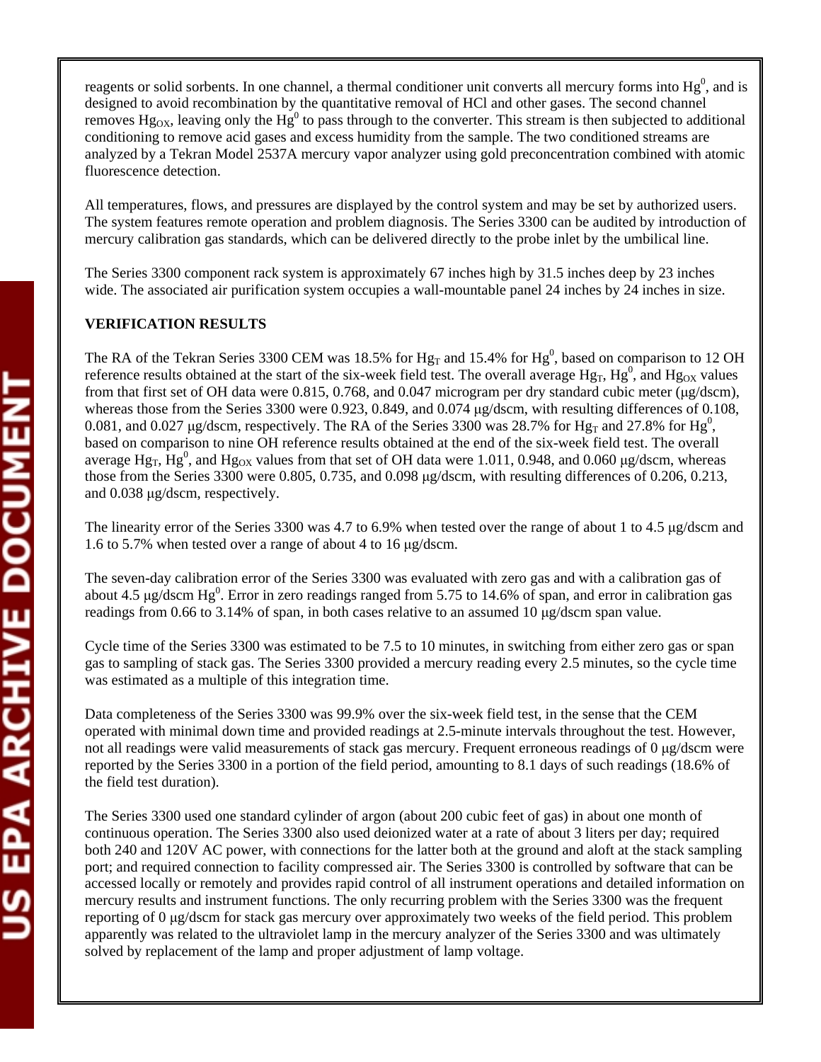reagents or solid sorbents. In one channel, a thermal conditioner unit converts all mercury forms into $Hg^0$, and is designed to avoid recombination by the quantitative removal of HCl and other gases. The second channel removes $Hg_{OX}$, leaving only the $Hg^0$ to pass through to the converter. This stream is then subjected to additional conditioning to remove acid gases and excess humidity from the sample. The two conditioned streams are analyzed by a Tekran Model 2537A mercury vapor analyzer using gold preconcentration combined with atomic fluorescence detection.

All temperatures, flows, and pressures are displayed by the control system and may be set by authorized users. The system features remote operation and problem diagnosis. The Series 3300 can be audited by introduction of mercury calibration gas standards, which can be delivered directly to the probe inlet by the umbilical line.

The Series 3300 component rack system is approximately 67 inches high by 31.5 inches deep by 23 inches wide. The associated air purification system occupies a wall-mountable panel 24 inches by 24 inches in size.

**VERIFICATION RESULTS**

The RA of the Tekran Series 3300 CEM was 18.5% for $Hg_T$ and 15.4% for $Hg^0$, based on comparison to 12 OH reference results obtained at the start of the six-week field test. The overall average $Hg_T$, $Hg^0$, and $Hg_{OX}$ values from that first set of OH data were 0.815, 0.768, and 0.047 microgram per dry standard cubic meter (μg/dscm), whereas those from the Series 3300 were 0.923, 0.849, and 0.074 μg/dscm, with resulting differences of 0.108, 0.081, and 0.027 μg/dscm, respectively. The RA of the Series 3300 was 28.7% for $Hg_T$ and 27.8% for $Hg^0$, based on comparison to nine OH reference results obtained at the end of the six-week field test. The overall average $Hg_T$, $Hg^0$, and $Hg_{OX}$ values from that set of OH data were 1.011, 0.948, and 0.060 μg/dscm, whereas those from the Series 3300 were 0.805, 0.735, and 0.098 μg/dscm, with resulting differences of 0.206, 0.213, and 0.038 μg/dscm, respectively.

The linearity error of the Series 3300 was 4.7 to 6.9% when tested over the range of about 1 to 4.5 μg/dscm and 1.6 to 5.7% when tested over a range of about 4 to 16 μg/dscm.

The seven-day calibration error of the Series 3300 was evaluated with zero gas and with a calibration gas of about 4.5 μg/dscm $Hg^0$. Error in zero readings ranged from 5.75 to 14.6% of span, and error in calibration gas readings from 0.66 to 3.14% of span, in both cases relative to an assumed 10 μg/dscm span value.

Cycle time of the Series 3300 was estimated to be 7.5 to 10 minutes, in switching from either zero gas or span gas to sampling of stack gas. The Series 3300 provided a mercury reading every 2.5 minutes, so the cycle time was estimated as a multiple of this integration time.

Data completeness of the Series 3300 was 99.9% over the six-week field test, in the sense that the CEM operated with minimal down time and provided readings at 2.5-minute intervals throughout the test. However, not all readings were valid measurements of stack gas mercury. Frequent erroneous readings of 0 μg/dscm were reported by the Series 3300 in a portion of the field period, amounting to 8.1 days of such readings (18.6% of the field test duration).

The Series 3300 used one standard cylinder of argon (about 200 cubic feet of gas) in about one month of continuous operation. The Series 3300 also used deionized water at a rate of about 3 liters per day; required both 240 and 120V AC power, with connections for the latter both at the ground and aloft at the stack sampling port; and required connection to facility compressed air. The Series 3300 is controlled by software that can be accessed locally or remotely and provides rapid control of all instrument operations and detailed information on mercury results and instrument functions. The only recurring problem with the Series 3300 was the frequent reporting of 0 μg/dscm for stack gas mercury over approximately two weeks of the field period. This problem apparently was related to the ultraviolet lamp in the mercury analyzer of the Series 3300 and was ultimately solved by replacement of the lamp and proper adjustment of lamp voltage.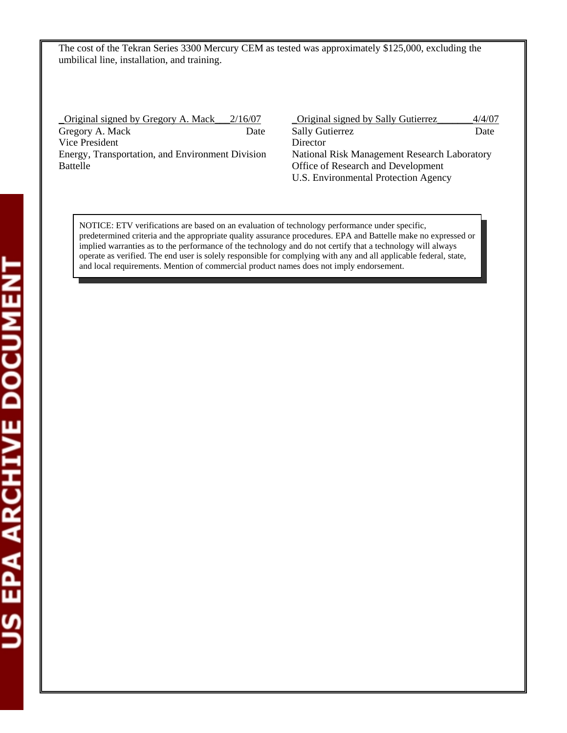The cost of the Tekran Series 3300 Mercury CEM as tested was approximately $125,000, excluding the umbilical line, installation, and training.

| | |
|---|---|
| _Original signed by Gregory A. Mack___2/16/07 | _Original signed by Sally Gutierrez_______4/4/07 |
| Gregory A. Mack Date | Sally Gutierrez Date |
| Vice President | Director |
| Energy, Transportation, and Environment Division | National Risk Management Research Laboratory |
| Battelle | Office of Research and Development |
| | U.S. Environmental Protection Agency |

NOTICE: ETV verifications are based on an evaluation of technology performance under specific, predetermined criteria and the appropriate quality assurance procedures. EPA and Battelle make no expressed or implied warranties as to the performance of the technology and do not certify that a technology will always operate as verified. The end user is solely responsible for complying with any and all applicable federal, state, and local requirements. Mention of commercial product names does not imply endorsement.

US EPA ARCHIVE DOCUMENT